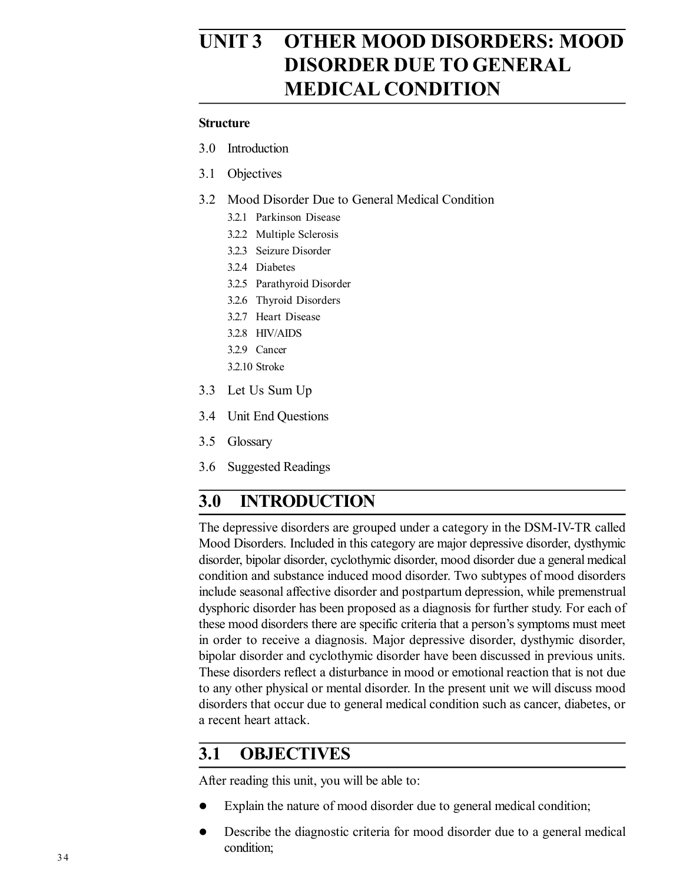# UNIT 3 OTHER MOOD DISORDERS: MOOD DISORDER DUE TO GENERAL MEDICAL CONDITION

**Structure**

3.0 Introduction

3.1 Objectives

3.2 Mood Disorder Due to General Medical Condition

- 3.2.1 Parkinson Disease
- 3.2.2 Multiple Sclerosis
- 3.2.3 Seizure Disorder
- 3.2.4 Diabetes
- 3.2.5 Parathyroid Disorder
- 3.2.6 Thyroid Disorders
- 3.2.7 Heart Disease
- 3.2.8 HIV/AIDS
- 3.2.9 Cancer
- 3.2.10 Stroke

3.3 Let Us Sum Up

3.4 Unit End Questions

3.5 Glossary

3.6 Suggested Readings

## 3.0 INTRODUCTION

The depressive disorders are grouped under a category in the DSM-IV-TR called Mood Disorders. Included in this category are major depressive disorder, dysthymic disorder, bipolar disorder, cyclothymic disorder, mood disorder due a general medical condition and substance induced mood disorder. Two subtypes of mood disorders include seasonal affective disorder and postpartum depression, while premenstrual dysphoric disorder has been proposed as a diagnosis for further study. For each of these mood disorders there are specific criteria that a person's symptoms must meet in order to receive a diagnosis. Major depressive disorder, dysthymic disorder, bipolar disorder and cyclothymic disorder have been discussed in previous units. These disorders reflect a disturbance in mood or emotional reaction that is not due to any other physical or mental disorder. In the present unit we will discuss mood disorders that occur due to general medical condition such as cancer, diabetes, or a recent heart attack.

## 3.1 OBJECTIVES

After reading this unit, you will be able to:

- Explain the nature of mood disorder due to general medical condition;
- Describe the diagnostic criteria for mood disorder due to a general medical condition;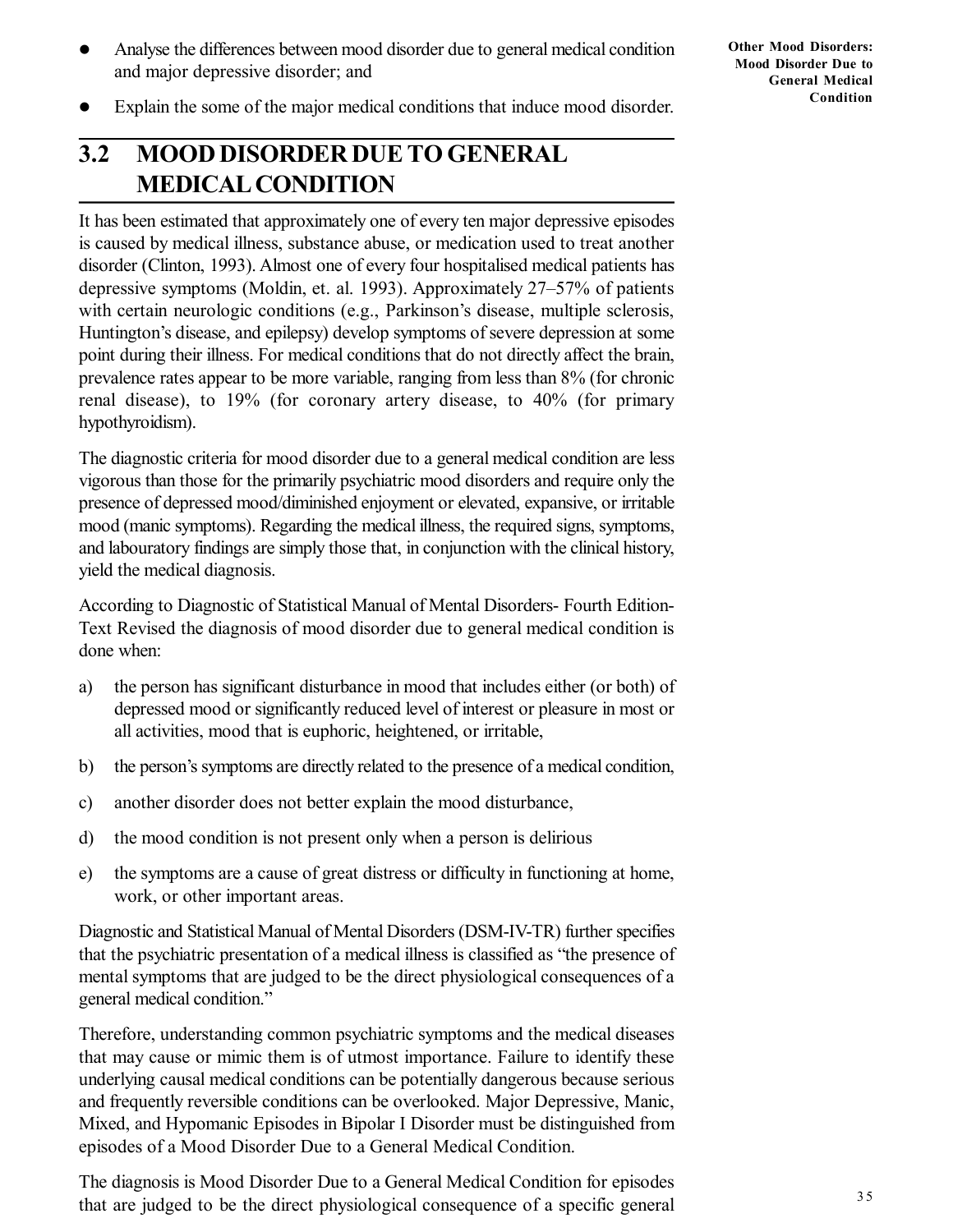- Analyse the differences between mood disorder due to general medical condition and major depressive disorder; and
- Explain the some of the major medical conditions that induce mood disorder.

## 3.2 MOOD DISORDER DUE TO GENERAL MEDICAL CONDITION

It has been estimated that approximately one of every ten major depressive episodes is caused by medical illness, substance abuse, or medication used to treat another disorder (Clinton, 1993). Almost one of every four hospitalised medical patients has depressive symptoms (Moldin, et. al. 1993). Approximately 27–57% of patients with certain neurologic conditions (e.g., Parkinson's disease, multiple sclerosis, Huntington's disease, and epilepsy) develop symptoms of severe depression at some point during their illness. For medical conditions that do not directly affect the brain, prevalence rates appear to be more variable, ranging from less than 8% (for chronic renal disease), to 19% (for coronary artery disease, to 40% (for primary hypothyroidism).

The diagnostic criteria for mood disorder due to a general medical condition are less vigorous than those for the primarily psychiatric mood disorders and require only the presence of depressed mood/diminished enjoyment or elevated, expansive, or irritable mood (manic symptoms). Regarding the medical illness, the required signs, symptoms, and labouratory findings are simply those that, in conjunction with the clinical history, yield the medical diagnosis.

According to Diagnostic of Statistical Manual of Mental Disorders- Fourth Edition-Text Revised the diagnosis of mood disorder due to general medical condition is done when:

a) the person has significant disturbance in mood that includes either (or both) of depressed mood or significantly reduced level of interest or pleasure in most or all activities, mood that is euphoric, heightened, or irritable,

b) the person's symptoms are directly related to the presence of a medical condition,

c) another disorder does not better explain the mood disturbance,

d) the mood condition is not present only when a person is delirious

e) the symptoms are a cause of great distress or difficulty in functioning at home, work, or other important areas.

Diagnostic and Statistical Manual of Mental Disorders (DSM-IV-TR) further specifies that the psychiatric presentation of a medical illness is classified as "the presence of mental symptoms that are judged to be the direct physiological consequences of a general medical condition."

Therefore, understanding common psychiatric symptoms and the medical diseases that may cause or mimic them is of utmost importance. Failure to identify these underlying causal medical conditions can be potentially dangerous because serious and frequently reversible conditions can be overlooked. Major Depressive, Manic, Mixed, and Hypomanic Episodes in Bipolar I Disorder must be distinguished from episodes of a Mood Disorder Due to a General Medical Condition.

The diagnosis is Mood Disorder Due to a General Medical Condition for episodes that are judged to be the direct physiological consequence of a specific general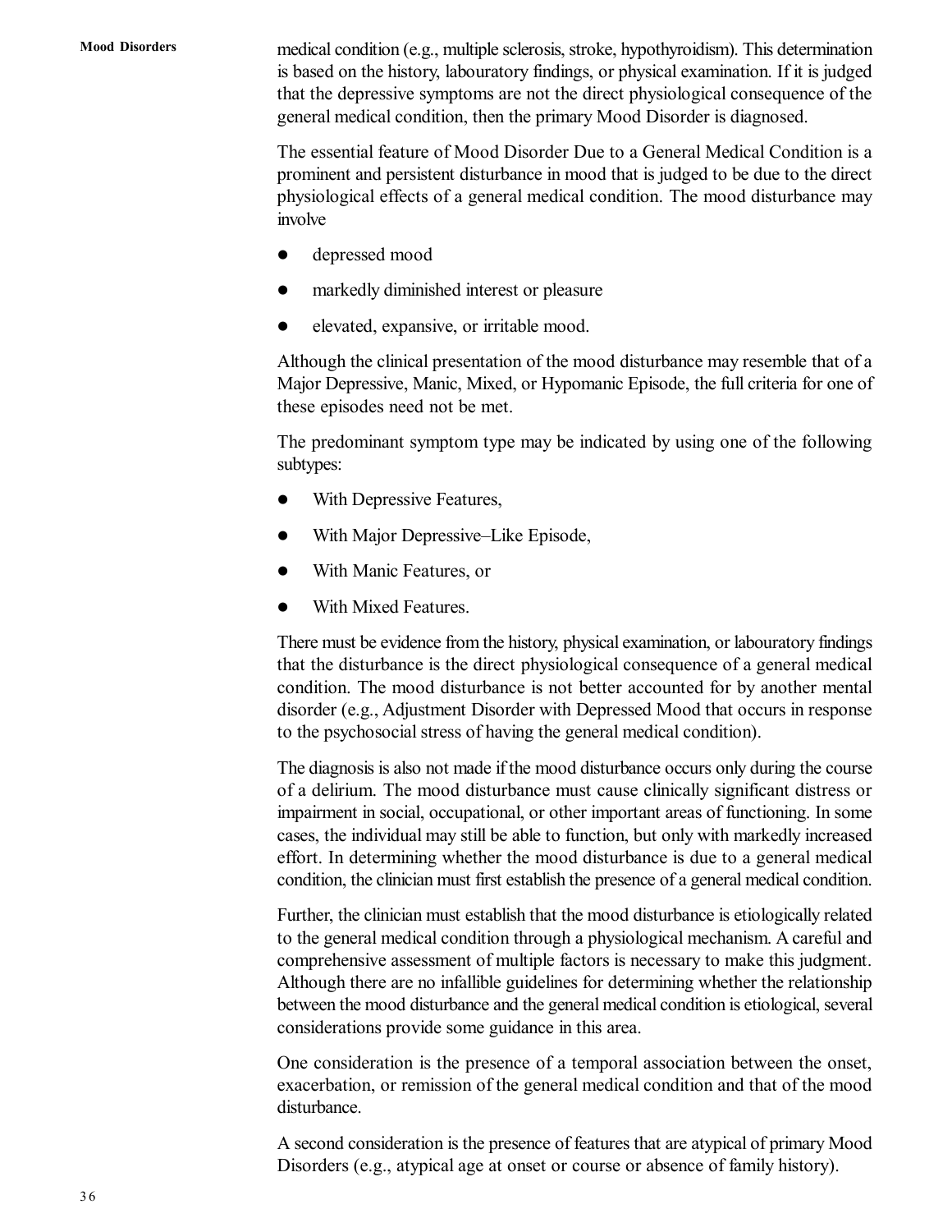medical condition (e.g., multiple sclerosis, stroke, hypothyroidism). This determination is based on the history, labouratory findings, or physical examination. If it is judged that the depressive symptoms are not the direct physiological consequence of the general medical condition, then the primary Mood Disorder is diagnosed.

The essential feature of Mood Disorder Due to a General Medical Condition is a prominent and persistent disturbance in mood that is judged to be due to the direct physiological effects of a general medical condition. The mood disturbance may involve

- depressed mood
- markedly diminished interest or pleasure
- elevated, expansive, or irritable mood.

Although the clinical presentation of the mood disturbance may resemble that of a Major Depressive, Manic, Mixed, or Hypomanic Episode, the full criteria for one of these episodes need not be met.

The predominant symptom type may be indicated by using one of the following subtypes:

- With Depressive Features,
- With Major Depressive–Like Episode,
- With Manic Features, or
- With Mixed Features.

There must be evidence from the history, physical examination, or labouratory findings that the disturbance is the direct physiological consequence of a general medical condition. The mood disturbance is not better accounted for by another mental disorder (e.g., Adjustment Disorder with Depressed Mood that occurs in response to the psychosocial stress of having the general medical condition).

The diagnosis is also not made if the mood disturbance occurs only during the course of a delirium. The mood disturbance must cause clinically significant distress or impairment in social, occupational, or other important areas of functioning. In some cases, the individual may still be able to function, but only with markedly increased effort. In determining whether the mood disturbance is due to a general medical condition, the clinician must first establish the presence of a general medical condition.

Further, the clinician must establish that the mood disturbance is etiologically related to the general medical condition through a physiological mechanism. A careful and comprehensive assessment of multiple factors is necessary to make this judgment. Although there are no infallible guidelines for determining whether the relationship between the mood disturbance and the general medical condition is etiological, several considerations provide some guidance in this area.

One consideration is the presence of a temporal association between the onset, exacerbation, or remission of the general medical condition and that of the mood disturbance.

A second consideration is the presence of features that are atypical of primary Mood Disorders (e.g., atypical age at onset or course or absence of family history).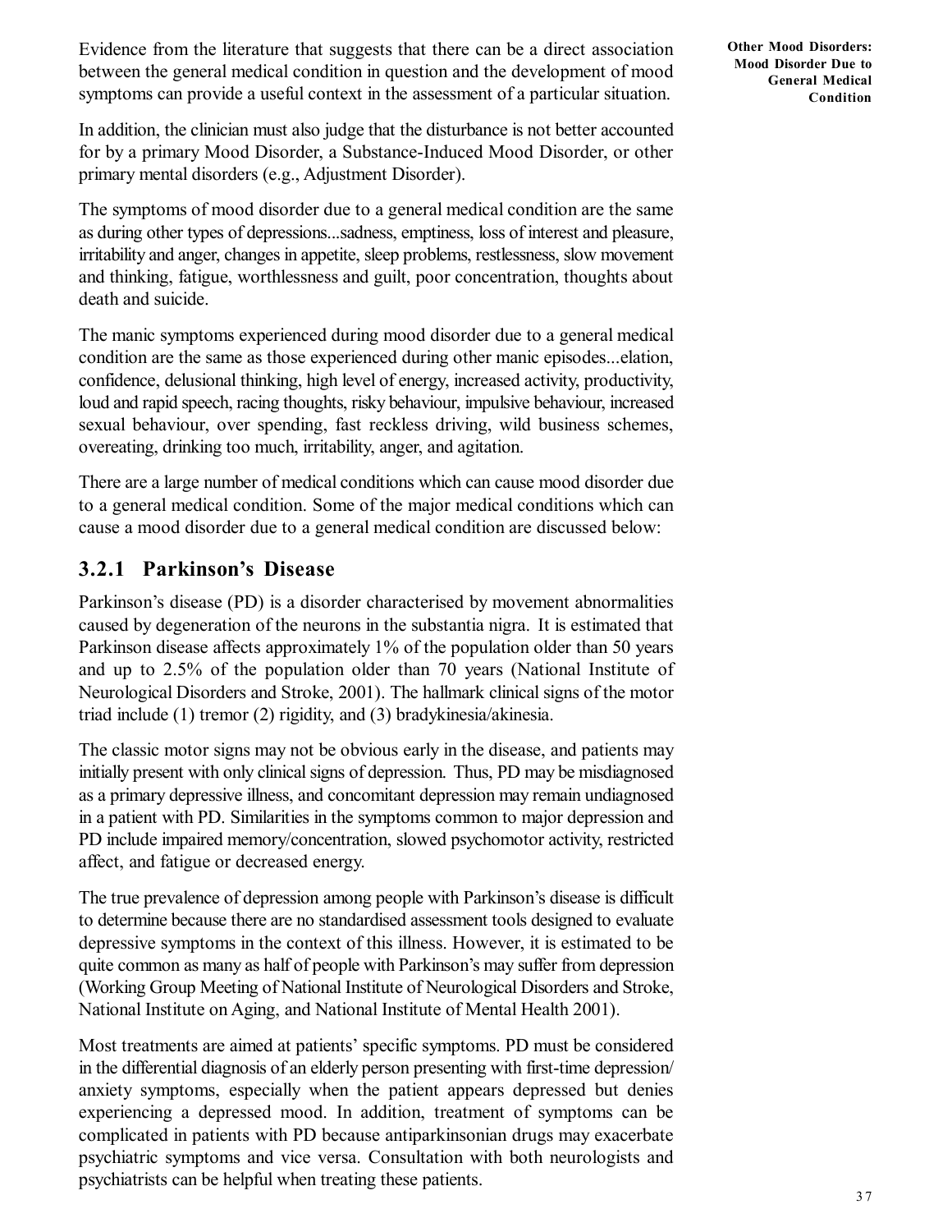Evidence from the literature that suggests that there can be a direct association between the general medical condition in question and the development of mood symptoms can provide a useful context in the assessment of a particular situation.

In addition, the clinician must also judge that the disturbance is not better accounted for by a primary Mood Disorder, a Substance-Induced Mood Disorder, or other primary mental disorders (e.g., Adjustment Disorder).

The symptoms of mood disorder due to a general medical condition are the same as during other types of depressions...sadness, emptiness, loss of interest and pleasure, irritability and anger, changes in appetite, sleep problems, restlessness, slow movement and thinking, fatigue, worthlessness and guilt, poor concentration, thoughts about death and suicide.

The manic symptoms experienced during mood disorder due to a general medical condition are the same as those experienced during other manic episodes...elation, confidence, delusional thinking, high level of energy, increased activity, productivity, loud and rapid speech, racing thoughts, risky behaviour, impulsive behaviour, increased sexual behaviour, over spending, fast reckless driving, wild business schemes, overeating, drinking too much, irritability, anger, and agitation.

There are a large number of medical conditions which can cause mood disorder due to a general medical condition. Some of the major medical conditions which can cause a mood disorder due to a general medical condition are discussed below:

### 3.2.1 Parkinson's Disease

Parkinson's disease (PD) is a disorder characterised by movement abnormalities caused by degeneration of the neurons in the substantia nigra. It is estimated that Parkinson disease affects approximately 1% of the population older than 50 years and up to 2.5% of the population older than 70 years (National Institute of Neurological Disorders and Stroke, 2001). The hallmark clinical signs of the motor triad include (1) tremor (2) rigidity, and (3) bradykinesia/akinesia.

The classic motor signs may not be obvious early in the disease, and patients may initially present with only clinical signs of depression. Thus, PD may be misdiagnosed as a primary depressive illness, and concomitant depression may remain undiagnosed in a patient with PD. Similarities in the symptoms common to major depression and PD include impaired memory/concentration, slowed psychomotor activity, restricted affect, and fatigue or decreased energy.

The true prevalence of depression among people with Parkinson's disease is difficult to determine because there are no standardised assessment tools designed to evaluate depressive symptoms in the context of this illness. However, it is estimated to be quite common as many as half of people with Parkinson's may suffer from depression (Working Group Meeting of National Institute of Neurological Disorders and Stroke, National Institute on Aging, and National Institute of Mental Health 2001).

Most treatments are aimed at patients' specific symptoms. PD must be considered in the differential diagnosis of an elderly person presenting with first-time depression/anxiety symptoms, especially when the patient appears depressed but denies experiencing a depressed mood. In addition, treatment of symptoms can be complicated in patients with PD because antiparkinsonian drugs may exacerbate psychiatric symptoms and vice versa. Consultation with both neurologists and psychiatrists can be helpful when treating these patients.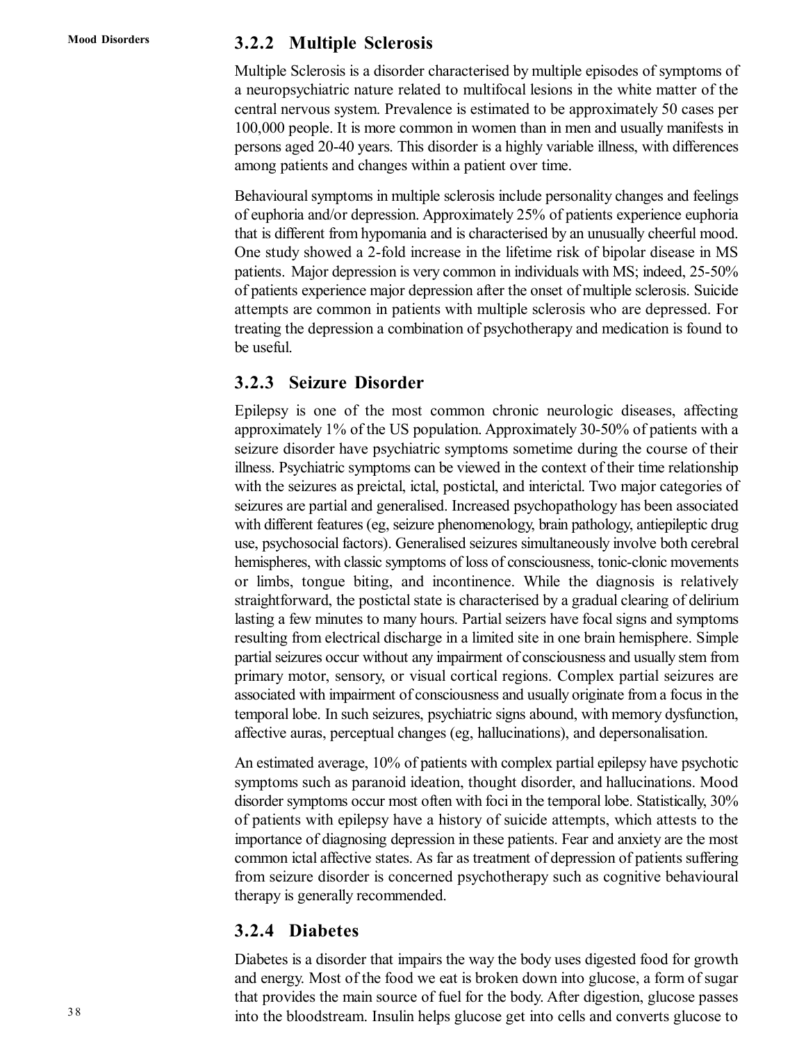### 3.2.2 Multiple Sclerosis

Multiple Sclerosis is a disorder characterised by multiple episodes of symptoms of a neuropsychiatric nature related to multifocal lesions in the white matter of the central nervous system. Prevalence is estimated to be approximately 50 cases per 100,000 people. It is more common in women than in men and usually manifests in persons aged 20-40 years. This disorder is a highly variable illness, with differences among patients and changes within a patient over time.

Behavioural symptoms in multiple sclerosis include personality changes and feelings of euphoria and/or depression. Approximately 25% of patients experience euphoria that is different from hypomania and is characterised by an unusually cheerful mood. One study showed a 2-fold increase in the lifetime risk of bipolar disease in MS patients. Major depression is very common in individuals with MS; indeed, 25-50% of patients experience major depression after the onset of multiple sclerosis. Suicide attempts are common in patients with multiple sclerosis who are depressed. For treating the depression a combination of psychotherapy and medication is found to be useful.

### 3.2.3 Seizure Disorder

Epilepsy is one of the most common chronic neurologic diseases, affecting approximately 1% of the US population. Approximately 30-50% of patients with a seizure disorder have psychiatric symptoms sometime during the course of their illness. Psychiatric symptoms can be viewed in the context of their time relationship with the seizures as preictal, ictal, postictal, and interictal. Two major categories of seizures are partial and generalised. Increased psychopathology has been associated with different features (eg, seizure phenomenology, brain pathology, antiepileptic drug use, psychosocial factors). Generalised seizures simultaneously involve both cerebral hemispheres, with classic symptoms of loss of consciousness, tonic-clonic movements or limbs, tongue biting, and incontinence. While the diagnosis is relatively straightforward, the postictal state is characterised by a gradual clearing of delirium lasting a few minutes to many hours. Partial seizers have focal signs and symptoms resulting from electrical discharge in a limited site in one brain hemisphere. Simple partial seizures occur without any impairment of consciousness and usually stem from primary motor, sensory, or visual cortical regions. Complex partial seizures are associated with impairment of consciousness and usually originate from a focus in the temporal lobe. In such seizures, psychiatric signs abound, with memory dysfunction, affective auras, perceptual changes (eg, hallucinations), and depersonalisation.

An estimated average, 10% of patients with complex partial epilepsy have psychotic symptoms such as paranoid ideation, thought disorder, and hallucinations. Mood disorder symptoms occur most often with foci in the temporal lobe. Statistically, 30% of patients with epilepsy have a history of suicide attempts, which attests to the importance of diagnosing depression in these patients. Fear and anxiety are the most common ictal affective states. As far as treatment of depression of patients suffering from seizure disorder is concerned psychotherapy such as cognitive behavioural therapy is generally recommended.

### 3.2.4 Diabetes

Diabetes is a disorder that impairs the way the body uses digested food for growth and energy. Most of the food we eat is broken down into glucose, a form of sugar that provides the main source of fuel for the body. After digestion, glucose passes into the bloodstream. Insulin helps glucose get into cells and converts glucose to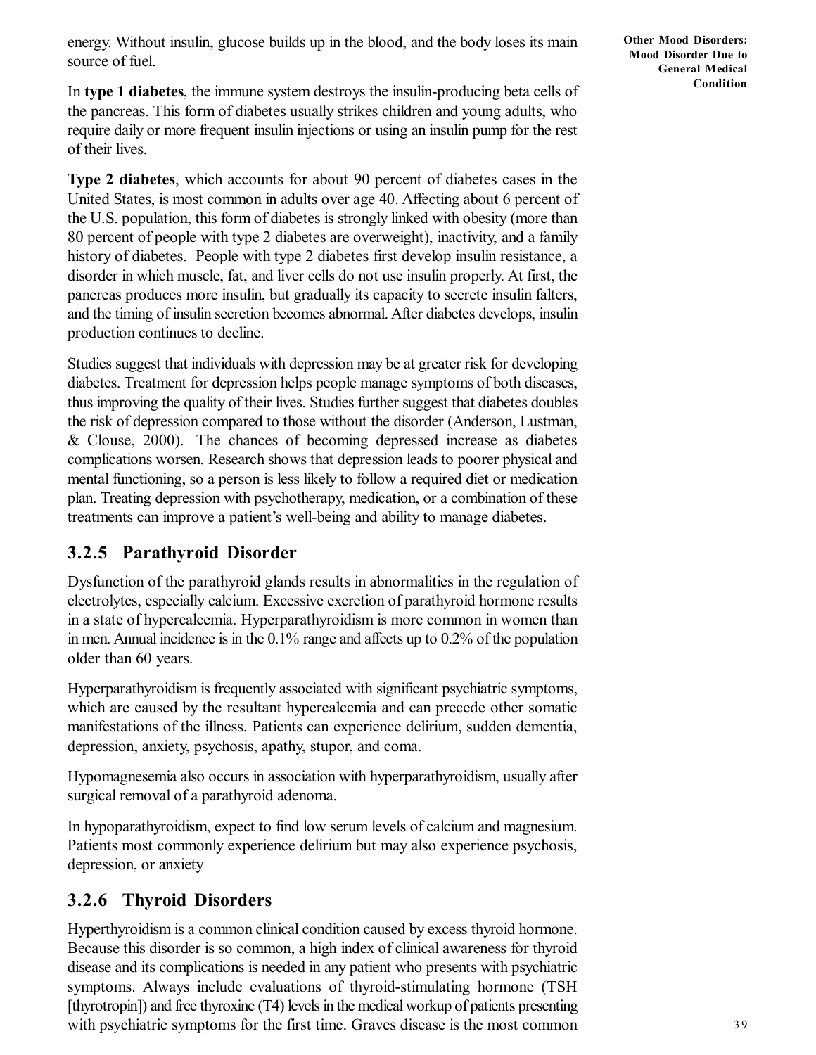energy. Without insulin, glucose builds up in the blood, and the body loses its main source of fuel.

In **type 1 diabetes**, the immune system destroys the insulin-producing beta cells of the pancreas. This form of diabetes usually strikes children and young adults, who require daily or more frequent insulin injections or using an insulin pump for the rest of their lives.

**Type 2 diabetes**, which accounts for about 90 percent of diabetes cases in the United States, is most common in adults over age 40. Affecting about 6 percent of the U.S. population, this form of diabetes is strongly linked with obesity (more than 80 percent of people with type 2 diabetes are overweight), inactivity, and a family history of diabetes. People with type 2 diabetes first develop insulin resistance, a disorder in which muscle, fat, and liver cells do not use insulin properly. At first, the pancreas produces more insulin, but gradually its capacity to secrete insulin falters, and the timing of insulin secretion becomes abnormal. After diabetes develops, insulin production continues to decline.

Studies suggest that individuals with depression may be at greater risk for developing diabetes. Treatment for depression helps people manage symptoms of both diseases, thus improving the quality of their lives. Studies further suggest that diabetes doubles the risk of depression compared to those without the disorder (Anderson, Lustman, & Clouse, 2000). The chances of becoming depressed increase as diabetes complications worsen. Research shows that depression leads to poorer physical and mental functioning, so a person is less likely to follow a required diet or medication plan. Treating depression with psychotherapy, medication, or a combination of these treatments can improve a patient's well-being and ability to manage diabetes.

### 3.2.5 Parathyroid Disorder

Dysfunction of the parathyroid glands results in abnormalities in the regulation of electrolytes, especially calcium. Excessive excretion of parathyroid hormone results in a state of hypercalcemia. Hyperparathyroidism is more common in women than in men. Annual incidence is in the 0.1% range and affects up to 0.2% of the population older than 60 years.

Hyperparathyroidism is frequently associated with significant psychiatric symptoms, which are caused by the resultant hypercalcemia and can precede other somatic manifestations of the illness. Patients can experience delirium, sudden dementia, depression, anxiety, psychosis, apathy, stupor, and coma.

Hypomagnesemia also occurs in association with hyperparathyroidism, usually after surgical removal of a parathyroid adenoma.

In hypoparathyroidism, expect to find low serum levels of calcium and magnesium. Patients most commonly experience delirium but may also experience psychosis, depression, or anxiety

### 3.2.6 Thyroid Disorders

Hyperthyroidism is a common clinical condition caused by excess thyroid hormone. Because this disorder is so common, a high index of clinical awareness for thyroid disease and its complications is needed in any patient who presents with psychiatric symptoms. Always include evaluations of thyroid-stimulating hormone (TSH [thyrotropin]) and free thyroxine (T4) levels in the medical workup of patients presenting with psychiatric symptoms for the first time. Graves disease is the most common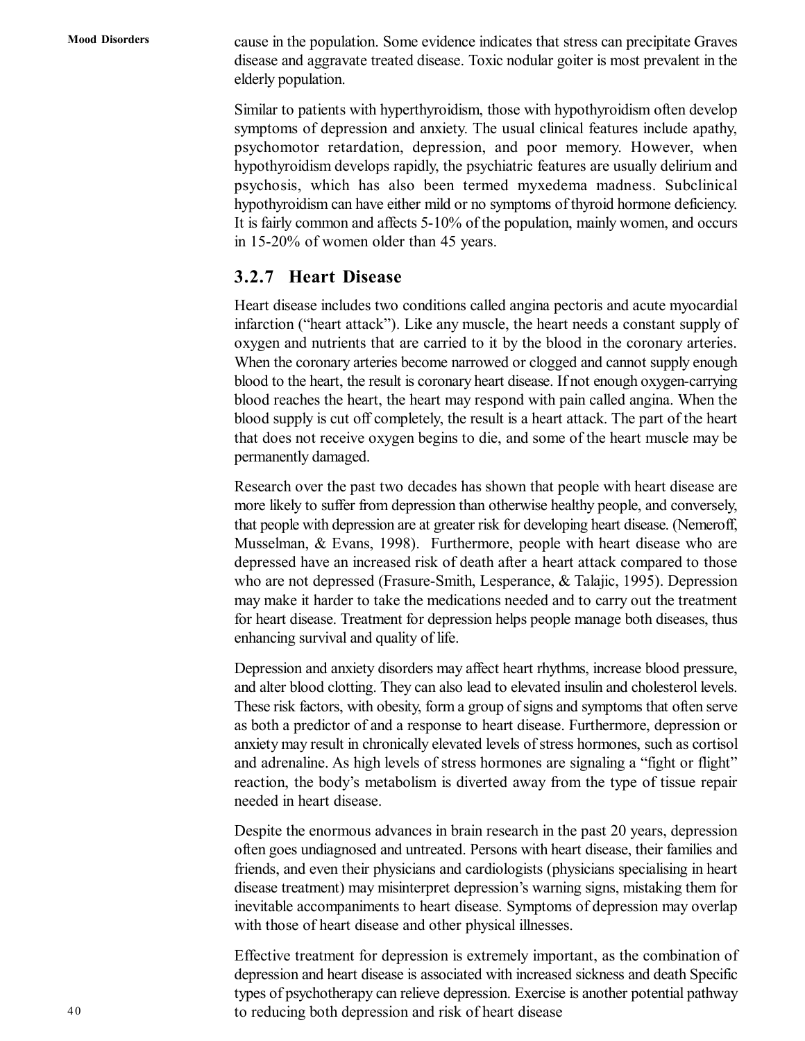cause in the population. Some evidence indicates that stress can precipitate Graves disease and aggravate treated disease. Toxic nodular goiter is most prevalent in the elderly population.

Similar to patients with hyperthyroidism, those with hypothyroidism often develop symptoms of depression and anxiety. The usual clinical features include apathy, psychomotor retardation, depression, and poor memory. However, when hypothyroidism develops rapidly, the psychiatric features are usually delirium and psychosis, which has also been termed myxedema madness. Subclinical hypothyroidism can have either mild or no symptoms of thyroid hormone deficiency. It is fairly common and affects 5-10% of the population, mainly women, and occurs in 15-20% of women older than 45 years.

### 3.2.7 Heart Disease

Heart disease includes two conditions called angina pectoris and acute myocardial infarction ("heart attack"). Like any muscle, the heart needs a constant supply of oxygen and nutrients that are carried to it by the blood in the coronary arteries. When the coronary arteries become narrowed or clogged and cannot supply enough blood to the heart, the result is coronary heart disease. If not enough oxygen-carrying blood reaches the heart, the heart may respond with pain called angina. When the blood supply is cut off completely, the result is a heart attack. The part of the heart that does not receive oxygen begins to die, and some of the heart muscle may be permanently damaged.

Research over the past two decades has shown that people with heart disease are more likely to suffer from depression than otherwise healthy people, and conversely, that people with depression are at greater risk for developing heart disease. (Nemeroff, Musselman, & Evans, 1998). Furthermore, people with heart disease who are depressed have an increased risk of death after a heart attack compared to those who are not depressed (Frasure-Smith, Lesperance, & Talajic, 1995). Depression may make it harder to take the medications needed and to carry out the treatment for heart disease. Treatment for depression helps people manage both diseases, thus enhancing survival and quality of life.

Depression and anxiety disorders may affect heart rhythms, increase blood pressure, and alter blood clotting. They can also lead to elevated insulin and cholesterol levels. These risk factors, with obesity, form a group of signs and symptoms that often serve as both a predictor of and a response to heart disease. Furthermore, depression or anxiety may result in chronically elevated levels of stress hormones, such as cortisol and adrenaline. As high levels of stress hormones are signaling a "fight or flight" reaction, the body's metabolism is diverted away from the type of tissue repair needed in heart disease.

Despite the enormous advances in brain research in the past 20 years, depression often goes undiagnosed and untreated. Persons with heart disease, their families and friends, and even their physicians and cardiologists (physicians specialising in heart disease treatment) may misinterpret depression's warning signs, mistaking them for inevitable accompaniments to heart disease. Symptoms of depression may overlap with those of heart disease and other physical illnesses.

Effective treatment for depression is extremely important, as the combination of depression and heart disease is associated with increased sickness and death Specific types of psychotherapy can relieve depression. Exercise is another potential pathway to reducing both depression and risk of heart disease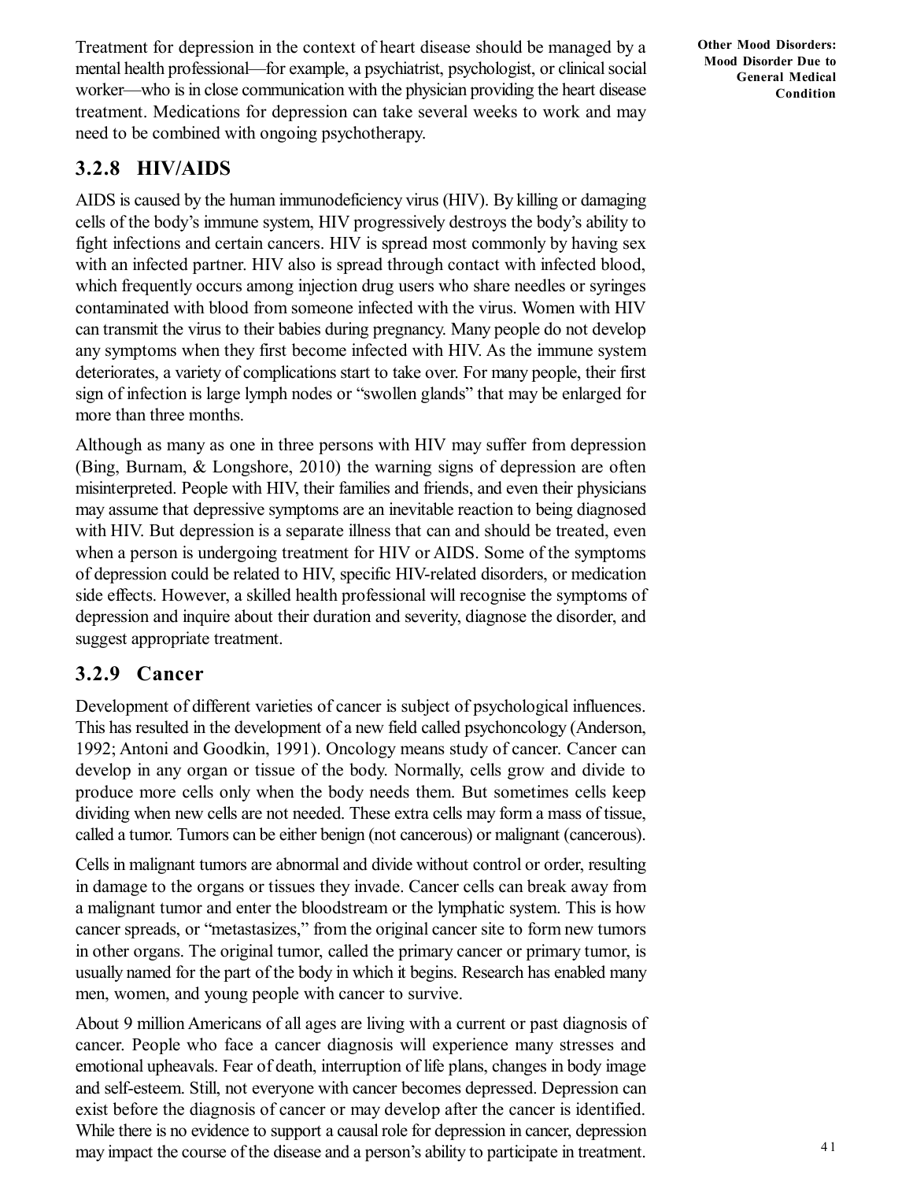Treatment for depression in the context of heart disease should be managed by a mental health professional—for example, a psychiatrist, psychologist, or clinical social worker—who is in close communication with the physician providing the heart disease treatment. Medications for depression can take several weeks to work and may need to be combined with ongoing psychotherapy.

### 3.2.8 HIV/AIDS

AIDS is caused by the human immunodeficiency virus (HIV). By killing or damaging cells of the body's immune system, HIV progressively destroys the body's ability to fight infections and certain cancers. HIV is spread most commonly by having sex with an infected partner. HIV also is spread through contact with infected blood, which frequently occurs among injection drug users who share needles or syringes contaminated with blood from someone infected with the virus. Women with HIV can transmit the virus to their babies during pregnancy. Many people do not develop any symptoms when they first become infected with HIV. As the immune system deteriorates, a variety of complications start to take over. For many people, their first sign of infection is large lymph nodes or "swollen glands" that may be enlarged for more than three months.

Although as many as one in three persons with HIV may suffer from depression (Bing, Burnam, & Longshore, 2010) the warning signs of depression are often misinterpreted. People with HIV, their families and friends, and even their physicians may assume that depressive symptoms are an inevitable reaction to being diagnosed with HIV. But depression is a separate illness that can and should be treated, even when a person is undergoing treatment for HIV or AIDS. Some of the symptoms of depression could be related to HIV, specific HIV-related disorders, or medication side effects. However, a skilled health professional will recognise the symptoms of depression and inquire about their duration and severity, diagnose the disorder, and suggest appropriate treatment.

### 3.2.9 Cancer

Development of different varieties of cancer is subject of psychological influences. This has resulted in the development of a new field called psychoncology (Anderson, 1992; Antoni and Goodkin, 1991). Oncology means study of cancer. Cancer can develop in any organ or tissue of the body. Normally, cells grow and divide to produce more cells only when the body needs them. But sometimes cells keep dividing when new cells are not needed. These extra cells may form a mass of tissue, called a tumor. Tumors can be either benign (not cancerous) or malignant (cancerous).

Cells in malignant tumors are abnormal and divide without control or order, resulting in damage to the organs or tissues they invade. Cancer cells can break away from a malignant tumor and enter the bloodstream or the lymphatic system. This is how cancer spreads, or "metastasizes," from the original cancer site to form new tumors in other organs. The original tumor, called the primary cancer or primary tumor, is usually named for the part of the body in which it begins. Research has enabled many men, women, and young people with cancer to survive.

About 9 million Americans of all ages are living with a current or past diagnosis of cancer. People who face a cancer diagnosis will experience many stresses and emotional upheavals. Fear of death, interruption of life plans, changes in body image and self-esteem. Still, not everyone with cancer becomes depressed. Depression can exist before the diagnosis of cancer or may develop after the cancer is identified. While there is no evidence to support a causal role for depression in cancer, depression may impact the course of the disease and a person's ability to participate in treatment.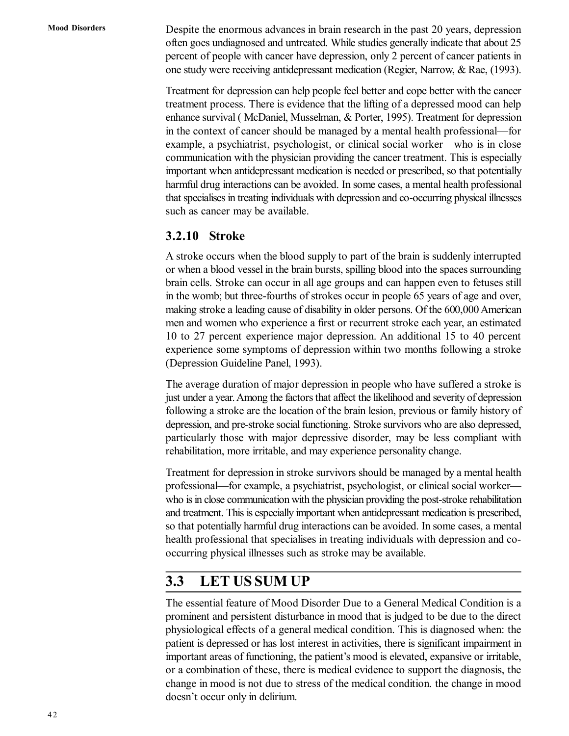Despite the enormous advances in brain research in the past 20 years, depression often goes undiagnosed and untreated. While studies generally indicate that about 25 percent of people with cancer have depression, only 2 percent of cancer patients in one study were receiving antidepressant medication (Regier, Narrow, & Rae, (1993).

Treatment for depression can help people feel better and cope better with the cancer treatment process. There is evidence that the lifting of a depressed mood can help enhance survival ( McDaniel, Musselman, & Porter, 1995). Treatment for depression in the context of cancer should be managed by a mental health professional—for example, a psychiatrist, psychologist, or clinical social worker—who is in close communication with the physician providing the cancer treatment. This is especially important when antidepressant medication is needed or prescribed, so that potentially harmful drug interactions can be avoided. In some cases, a mental health professional that specialises in treating individuals with depression and co-occurring physical illnesses such as cancer may be available.

### 3.2.10 Stroke

A stroke occurs when the blood supply to part of the brain is suddenly interrupted or when a blood vessel in the brain bursts, spilling blood into the spaces surrounding brain cells. Stroke can occur in all age groups and can happen even to fetuses still in the womb; but three-fourths of strokes occur in people 65 years of age and over, making stroke a leading cause of disability in older persons. Of the 600,000 American men and women who experience a first or recurrent stroke each year, an estimated 10 to 27 percent experience major depression. An additional 15 to 40 percent experience some symptoms of depression within two months following a stroke (Depression Guideline Panel, 1993).

The average duration of major depression in people who have suffered a stroke is just under a year. Among the factors that affect the likelihood and severity of depression following a stroke are the location of the brain lesion, previous or family history of depression, and pre-stroke social functioning. Stroke survivors who are also depressed, particularly those with major depressive disorder, may be less compliant with rehabilitation, more irritable, and may experience personality change.

Treatment for depression in stroke survivors should be managed by a mental health professional—for example, a psychiatrist, psychologist, or clinical social worker—who is in close communication with the physician providing the post-stroke rehabilitation and treatment. This is especially important when antidepressant medication is prescribed, so that potentially harmful drug interactions can be avoided. In some cases, a mental health professional that specialises in treating individuals with depression and co-occurring physical illnesses such as stroke may be available.

## 3.3 LET US SUM UP

The essential feature of Mood Disorder Due to a General Medical Condition is a prominent and persistent disturbance in mood that is judged to be due to the direct physiological effects of a general medical condition. This is diagnosed when: the patient is depressed or has lost interest in activities, there is significant impairment in important areas of functioning, the patient's mood is elevated, expansive or irritable, or a combination of these, there is medical evidence to support the diagnosis, the change in mood is not due to stress of the medical condition. the change in mood doesn't occur only in delirium.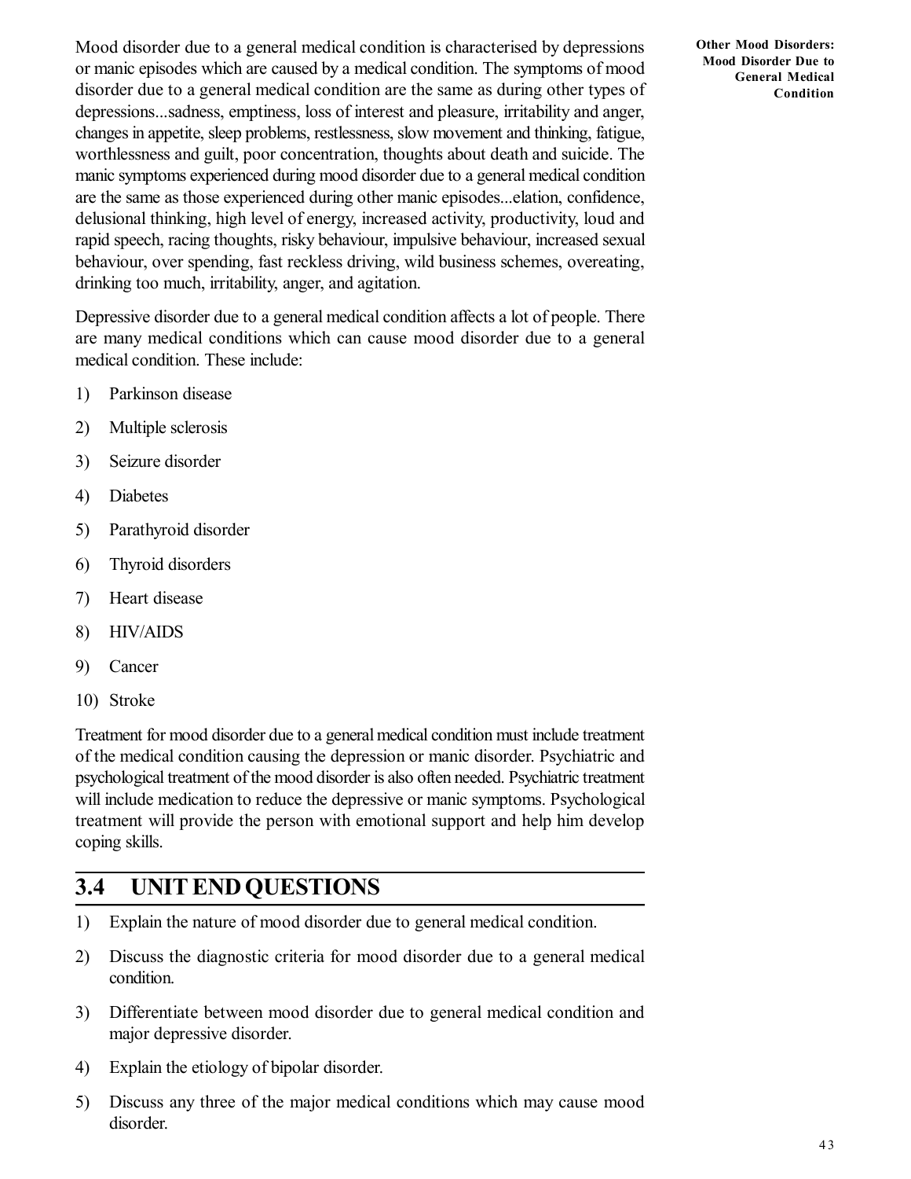Mood disorder due to a general medical condition is characterised by depressions or manic episodes which are caused by a medical condition. The symptoms of mood disorder due to a general medical condition are the same as during other types of depressions...sadness, emptiness, loss of interest and pleasure, irritability and anger, changes in appetite, sleep problems, restlessness, slow movement and thinking, fatigue, worthlessness and guilt, poor concentration, thoughts about death and suicide. The manic symptoms experienced during mood disorder due to a general medical condition are the same as those experienced during other manic episodes...elation, confidence, delusional thinking, high level of energy, increased activity, productivity, loud and rapid speech, racing thoughts, risky behaviour, impulsive behaviour, increased sexual behaviour, over spending, fast reckless driving, wild business schemes, overeating, drinking too much, irritability, anger, and agitation.

Depressive disorder due to a general medical condition affects a lot of people. There are many medical conditions which can cause mood disorder due to a general medical condition. These include:

1) Parkinson disease
2) Multiple sclerosis
3) Seizure disorder
4) Diabetes
5) Parathyroid disorder
6) Thyroid disorders
7) Heart disease
8) HIV/AIDS
9) Cancer
10) Stroke

Treatment for mood disorder due to a general medical condition must include treatment of the medical condition causing the depression or manic disorder. Psychiatric and psychological treatment of the mood disorder is also often needed. Psychiatric treatment will include medication to reduce the depressive or manic symptoms. Psychological treatment will provide the person with emotional support and help him develop coping skills.

## 3.4 UNIT END QUESTIONS

1) Explain the nature of mood disorder due to general medical condition.
2) Discuss the diagnostic criteria for mood disorder due to a general medical condition.
3) Differentiate between mood disorder due to general medical condition and major depressive disorder.
4) Explain the etiology of bipolar disorder.
5) Discuss any three of the major medical conditions which may cause mood disorder.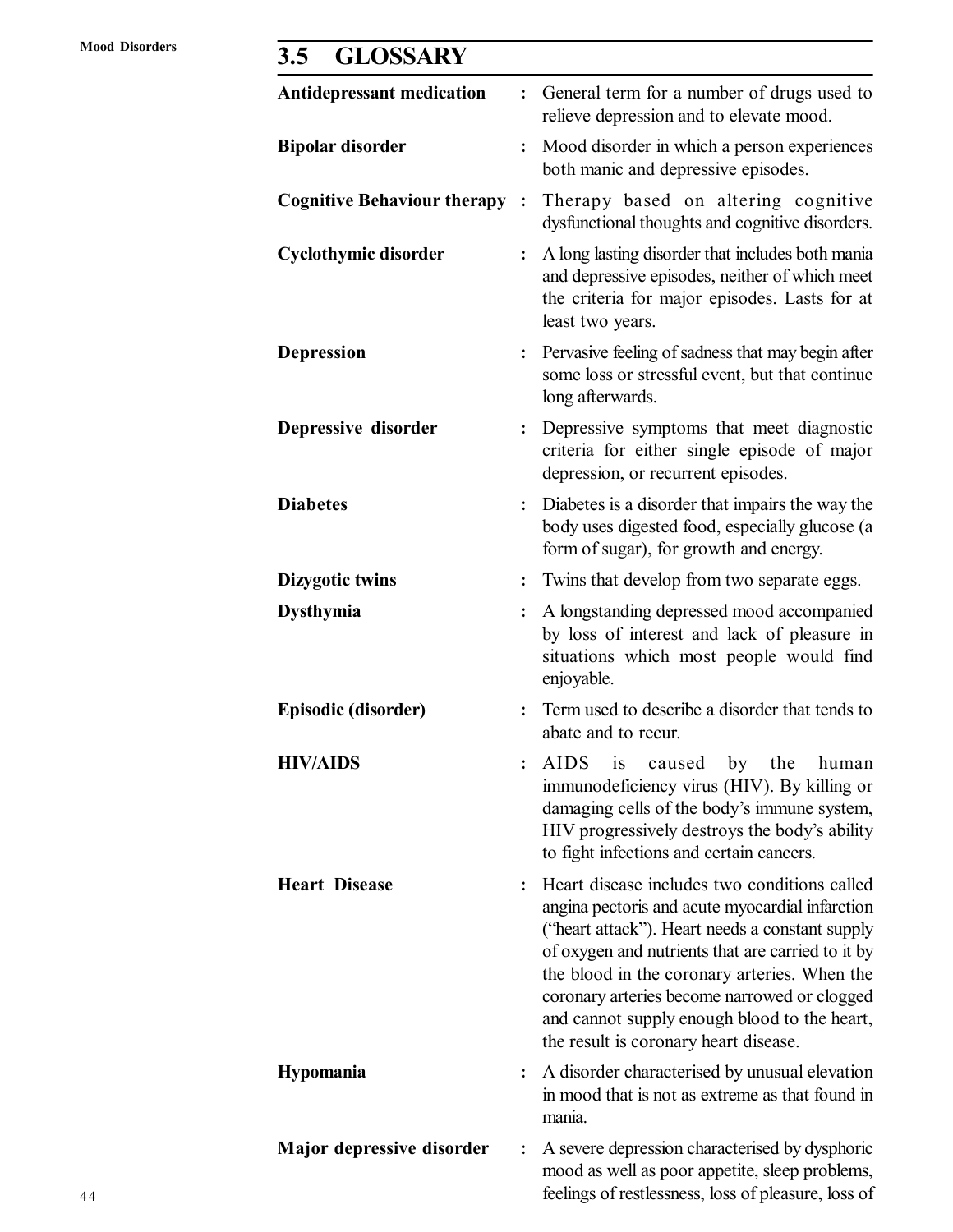## 3.5 GLOSSARY

**Antidepressant medication** : General term for a number of drugs used to relieve depression and to elevate mood.

**Bipolar disorder** : Mood disorder in which a person experiences both manic and depressive episodes.

**Cognitive Behaviour therapy** : Therapy based on altering cognitive dysfunctional thoughts and cognitive disorders.

**Cyclothymic disorder** : A long lasting disorder that includes both mania and depressive episodes, neither of which meet the criteria for major episodes. Lasts for at least two years.

**Depression** : Pervasive feeling of sadness that may begin after some loss or stressful event, but that continue long afterwards.

**Depressive disorder** : Depressive symptoms that meet diagnostic criteria for either single episode of major depression, or recurrent episodes.

**Diabetes** : Diabetes is a disorder that impairs the way the body uses digested food, especially glucose (a form of sugar), for growth and energy.

**Dizygotic twins** : Twins that develop from two separate eggs.

**Dysthymia** : A longstanding depressed mood accompanied by loss of interest and lack of pleasure in situations which most people would find enjoyable.

**Episodic (disorder)** : Term used to describe a disorder that tends to abate and to recur.

**HIV/AIDS** : AIDS is caused by the human immunodeficiency virus (HIV). By killing or damaging cells of the body's immune system, HIV progressively destroys the body's ability to fight infections and certain cancers.

**Heart Disease** : Heart disease includes two conditions called angina pectoris and acute myocardial infarction ("heart attack"). Heart needs a constant supply of oxygen and nutrients that are carried to it by the blood in the coronary arteries. When the coronary arteries become narrowed or clogged and cannot supply enough blood to the heart, the result is coronary heart disease.

**Hypomania** : A disorder characterised by unusual elevation in mood that is not as extreme as that found in mania.

**Major depressive disorder** : A severe depression characterised by dysphoric mood as well as poor appetite, sleep problems, feelings of restlessness, loss of pleasure, loss of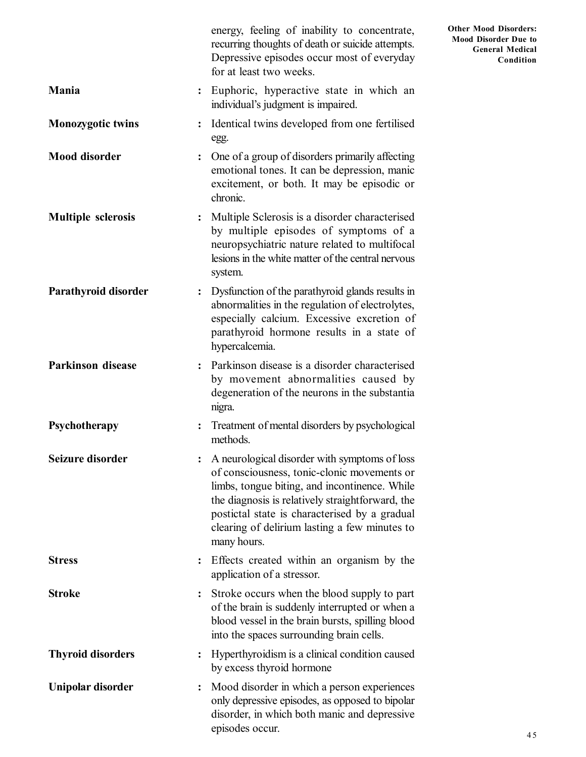energy, feeling of inability to concentrate, recurring thoughts of death or suicide attempts. Depressive episodes occur most of everyday for at least two weeks.

**Mania** : Euphoric, hyperactive state in which an individual's judgment is impaired.

**Monozygotic twins** : Identical twins developed from one fertilised egg.

**Mood disorder** : One of a group of disorders primarily affecting emotional tones. It can be depression, manic excitement, or both. It may be episodic or chronic.

**Multiple sclerosis** : Multiple Sclerosis is a disorder characterised by multiple episodes of symptoms of a neuropsychiatric nature related to multifocal lesions in the white matter of the central nervous system.

**Parathyroid disorder** : Dysfunction of the parathyroid glands results in abnormalities in the regulation of electrolytes, especially calcium. Excessive excretion of parathyroid hormone results in a state of hypercalcemia.

**Parkinson disease** : Parkinson disease is a disorder characterised by movement abnormalities caused by degeneration of the neurons in the substantia nigra.

**Psychotherapy** : Treatment of mental disorders by psychological methods.

**Seizure disorder** : A neurological disorder with symptoms of loss of consciousness, tonic-clonic movements or limbs, tongue biting, and incontinence. While the diagnosis is relatively straightforward, the postictal state is characterised by a gradual clearing of delirium lasting a few minutes to many hours.

**Stress** : Effects created within an organism by the application of a stressor.

**Stroke** : Stroke occurs when the blood supply to part of the brain is suddenly interrupted or when a blood vessel in the brain bursts, spilling blood into the spaces surrounding brain cells.

**Thyroid disorders** : Hyperthyroidism is a clinical condition caused by excess thyroid hormone

**Unipolar disorder** : Mood disorder in which a person experiences only depressive episodes, as opposed to bipolar disorder, in which both manic and depressive episodes occur.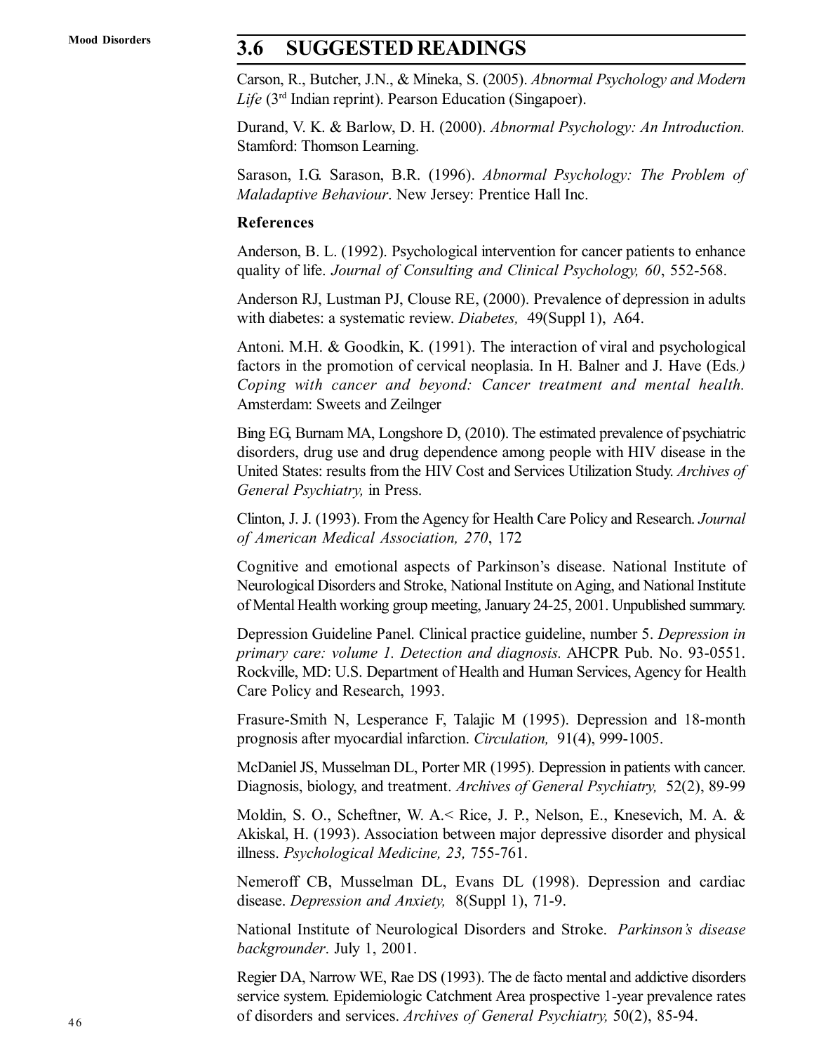## 3.6 SUGGESTED READINGS

Carson, R., Butcher, J.N., & Mineka, S. (2005). *Abnormal Psychology and Modern Life* (3rd Indian reprint). Pearson Education (Singapoer).

Durand, V. K. & Barlow, D. H. (2000). *Abnormal Psychology: An Introduction.* Stamford: Thomson Learning.

Sarason, I.G. Sarason, B.R. (1996). *Abnormal Psychology: The Problem of Maladaptive Behaviour*. New Jersey: Prentice Hall Inc.

**References**

Anderson, B. L. (1992). Psychological intervention for cancer patients to enhance quality of life. *Journal of Consulting and Clinical Psychology, 60*, 552-568.

Anderson RJ, Lustman PJ, Clouse RE, (2000). Prevalence of depression in adults with diabetes: a systematic review. *Diabetes,* 49(Suppl 1), A64.

Antoni. M.H. & Goodkin, K. (1991). The interaction of viral and psychological factors in the promotion of cervical neoplasia. In H. Balner and J. Have (Eds*.) Coping with cancer and beyond: Cancer treatment and mental health.* Amsterdam: Sweets and Zeilnger

Bing EG, Burnam MA, Longshore D, (2010). The estimated prevalence of psychiatric disorders, drug use and drug dependence among people with HIV disease in the United States: results from the HIV Cost and Services Utilization Study. *Archives of General Psychiatry,* in Press.

Clinton, J. J. (1993). From the Agency for Health Care Policy and Research. *Journal of American Medical Association, 270*, 172

Cognitive and emotional aspects of Parkinson's disease. National Institute of Neurological Disorders and Stroke, National Institute on Aging, and National Institute of Mental Health working group meeting, January 24-25, 2001. Unpublished summary.

Depression Guideline Panel. Clinical practice guideline, number 5. *Depression in primary care: volume 1. Detection and diagnosis.* AHCPR Pub. No. 93-0551. Rockville, MD: U.S. Department of Health and Human Services, Agency for Health Care Policy and Research, 1993.

Frasure-Smith N, Lesperance F, Talajic M (1995). Depression and 18-month prognosis after myocardial infarction. *Circulation,* 91(4), 999-1005.

McDaniel JS, Musselman DL, Porter MR (1995). Depression in patients with cancer. Diagnosis, biology, and treatment. *Archives of General Psychiatry,* 52(2), 89-99

Moldin, S. O., Scheftner, W. A.< Rice, J. P., Nelson, E., Knesevich, M. A. & Akiskal, H. (1993). Association between major depressive disorder and physical illness. *Psychological Medicine, 23,* 755-761.

Nemeroff CB, Musselman DL, Evans DL (1998). Depression and cardiac disease. *Depression and Anxiety,* 8(Suppl 1), 71-9.

National Institute of Neurological Disorders and Stroke. *Parkinson's disease backgrounder*. July 1, 2001.

Regier DA, Narrow WE, Rae DS (1993). The de facto mental and addictive disorders service system. Epidemiologic Catchment Area prospective 1-year prevalence rates of disorders and services. *Archives of General Psychiatry,* 50(2), 85-94.